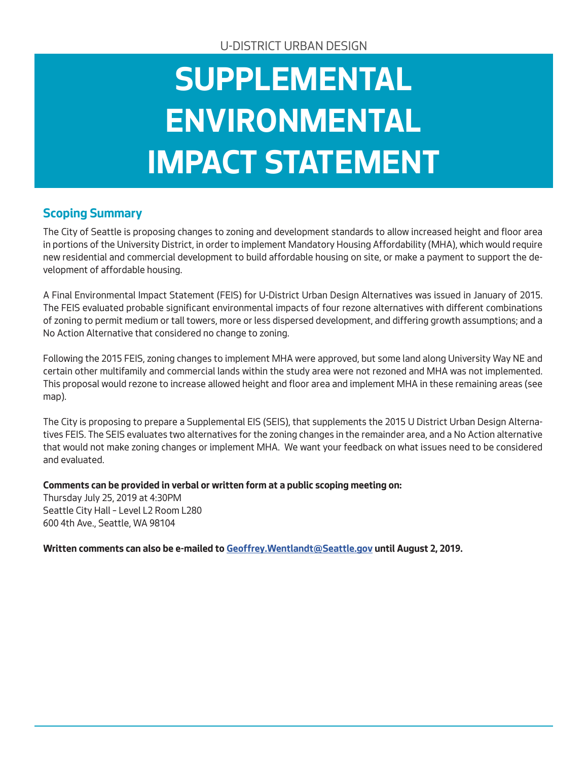U-DISTRICT URBAN DESIGN

# SUPPLEMENTAL ENVIRONMENTAL IMPACT STATEMENT

## Scoping Summary

The City of Seattle is proposing changes to zoning and development standards to allow increased height and floor area in portions of the University District, in order to implement Mandatory Housing Affordability (MHA), which would require new residential and commercial development to build affordable housing on site, or make a payment to support the development of affordable housing.

A Final Environmental Impact Statement (FEIS) for U-District Urban Design Alternatives was issued in January of 2015. The FEIS evaluated probable significant environmental impacts of four rezone alternatives with different combinations of zoning to permit medium or tall towers, more or less dispersed development, and differing growth assumptions; and a No Action Alternative that considered no change to zoning.

Following the 2015 FEIS, zoning changes to implement MHA were approved, but some land along University Way NE and certain other multifamily and commercial lands within the study area were not rezoned and MHA was not implemented. This proposal would rezone to increase allowed height and floor area and implement MHA in these remaining areas (see map).

The City is proposing to prepare a Supplemental EIS (SEIS), that supplements the 2015 U District Urban Design Alternatives FEIS. The SEIS evaluates two alternatives for the zoning changes in the remainder area, and a No Action alternative that would not make zoning changes or implement MHA. We want your feedback on what issues need to be considered and evaluated.

**Comments can be provided in verbal or written form at a public scoping meeting on:**
Thursday July 25, 2019 at 4:30PM
Seattle City Hall – Level L2 Room L280
600 4th Ave., Seattle, WA 98104

**Written comments can also be e-mailed to Geoffrey.Wentlandt@Seattle.gov until August 2, 2019.**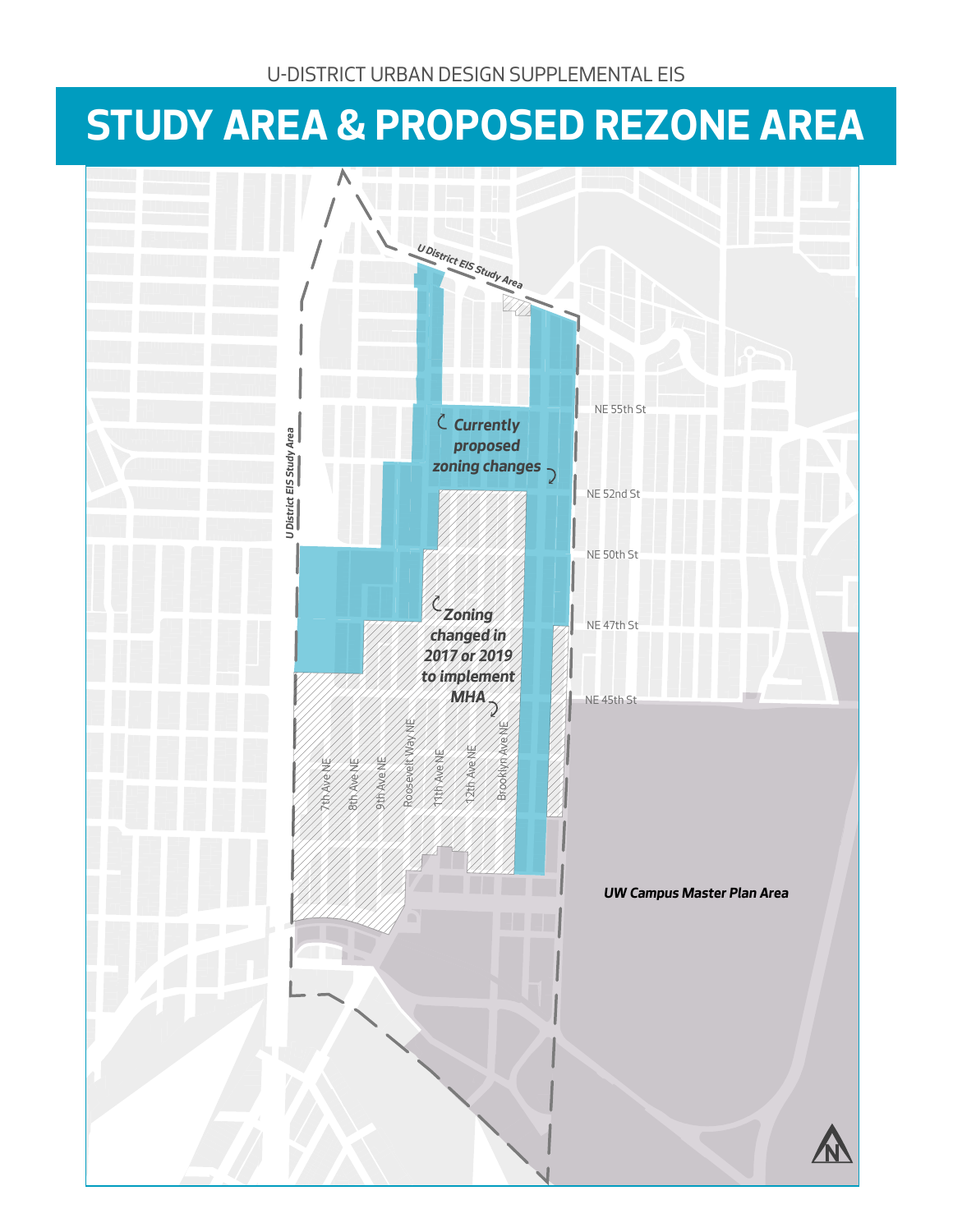U-DISTRICT URBAN DESIGN SUPPLEMENTAL EIS

# STUDY AREA & PROPOSED REZONE AREA

U District EIS Study Area

*Currently proposed zoning changes*

*Zoning changed in 2017 or 2019 to implement MHA*

NE 55th St

NE 52nd St

NE 50th St

NE 47th St

NE 45th St

7th Ave NE

8th Ave NE

9th Ave NE

Roosevelt Way NE

11th Ave NE

12th Ave NE

Brooklyn Ave NE

*UW Campus Master Plan Area*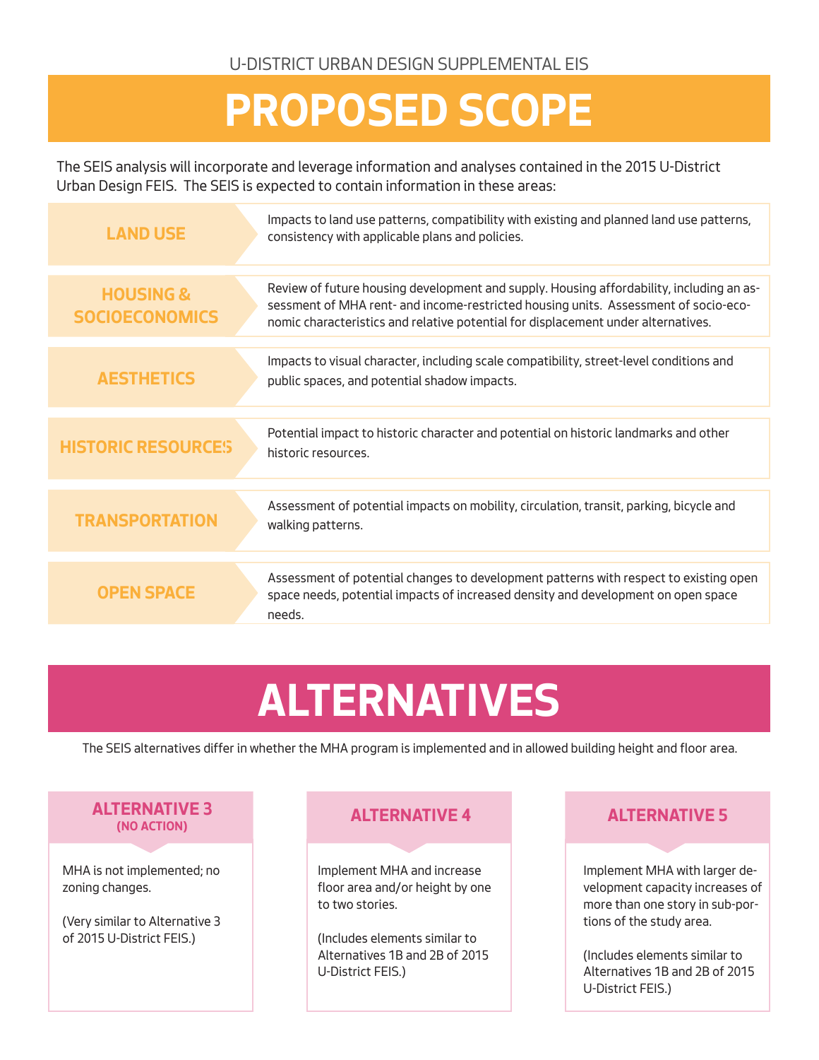U-DISTRICT URBAN DESIGN SUPPLEMENTAL EIS

# PROPOSED SCOPE

The SEIS analysis will incorporate and leverage information and analyses contained in the 2015 U-District Urban Design FEIS. The SEIS is expected to contain information in these areas:

| Area | Description |
|---|---|
| **LAND USE** | Impacts to land use patterns, compatibility with existing and planned land use patterns, consistency with applicable plans and policies. |
| **HOUSING & SOCIOECONOMICS** | Review of future housing development and supply. Housing affordability, including an assessment of MHA rent- and income-restricted housing units. Assessment of socio-economic characteristics and relative potential for displacement under alternatives. |
| **AESTHETICS** | Impacts to visual character, including scale compatibility, street-level conditions and public spaces, and potential shadow impacts. |
| **HISTORIC RESOURCES** | Potential impact to historic character and potential on historic landmarks and other historic resources. |
| **TRANSPORTATION** | Assessment of potential impacts on mobility, circulation, transit, parking, bicycle and walking patterns. |
| **OPEN SPACE** | Assessment of potential changes to development patterns with respect to existing open space needs, potential impacts of increased density and development on open space needs. |

# ALTERNATIVES

The SEIS alternatives differ in whether the MHA program is implemented and in allowed building height and floor area.

### ALTERNATIVE 3 (NO ACTION)

MHA is not implemented; no zoning changes.

(Very similar to Alternative 3 of 2015 U-District FEIS.)

### ALTERNATIVE 4

Implement MHA and increase floor area and/or height by one to two stories.

(Includes elements similar to Alternatives 1B and 2B of 2015 U-District FEIS.)

### ALTERNATIVE 5

Implement MHA with larger development capacity increases of more than one story in sub-portions of the study area.

(Includes elements similar to Alternatives 1B and 2B of 2015 U-District FEIS.)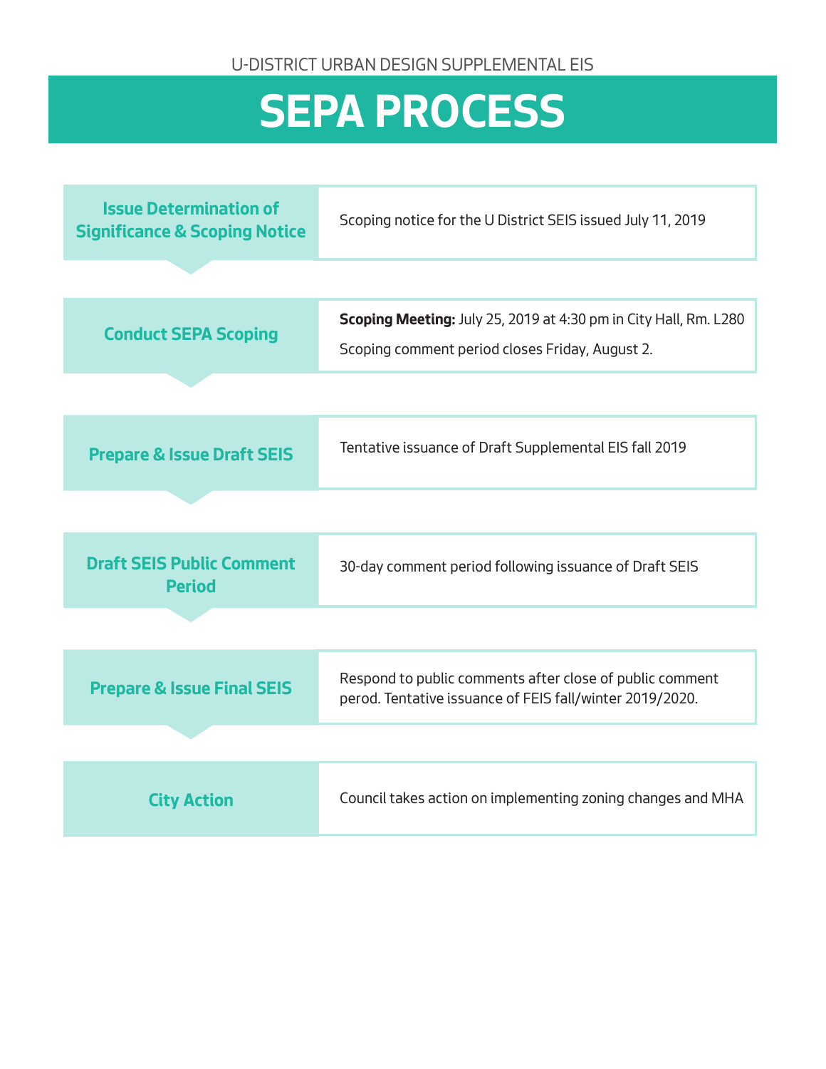U-DISTRICT URBAN DESIGN SUPPLEMENTAL EIS

# SEPA PROCESS

| | |
|---|---|
| **Issue Determination of Significance & Scoping Notice** | Scoping notice for the U District SEIS issued July 11, 2019 |
| **Conduct SEPA Scoping** | **Scoping Meeting:** July 25, 2019 at 4:30 pm in City Hall, Rm. L280<br>Scoping comment period closes Friday, August 2. |
| **Prepare & Issue Draft SEIS** | Tentative issuance of Draft Supplemental EIS fall 2019 |
| **Draft SEIS Public Comment Period** | 30-day comment period following issuance of Draft SEIS |
| **Prepare & Issue Final SEIS** | Respond to public comments after close of public comment perod. Tentative issuance of FEIS fall/winter 2019/2020. |
| **City Action** | Council takes action on implementing zoning changes and MHA |